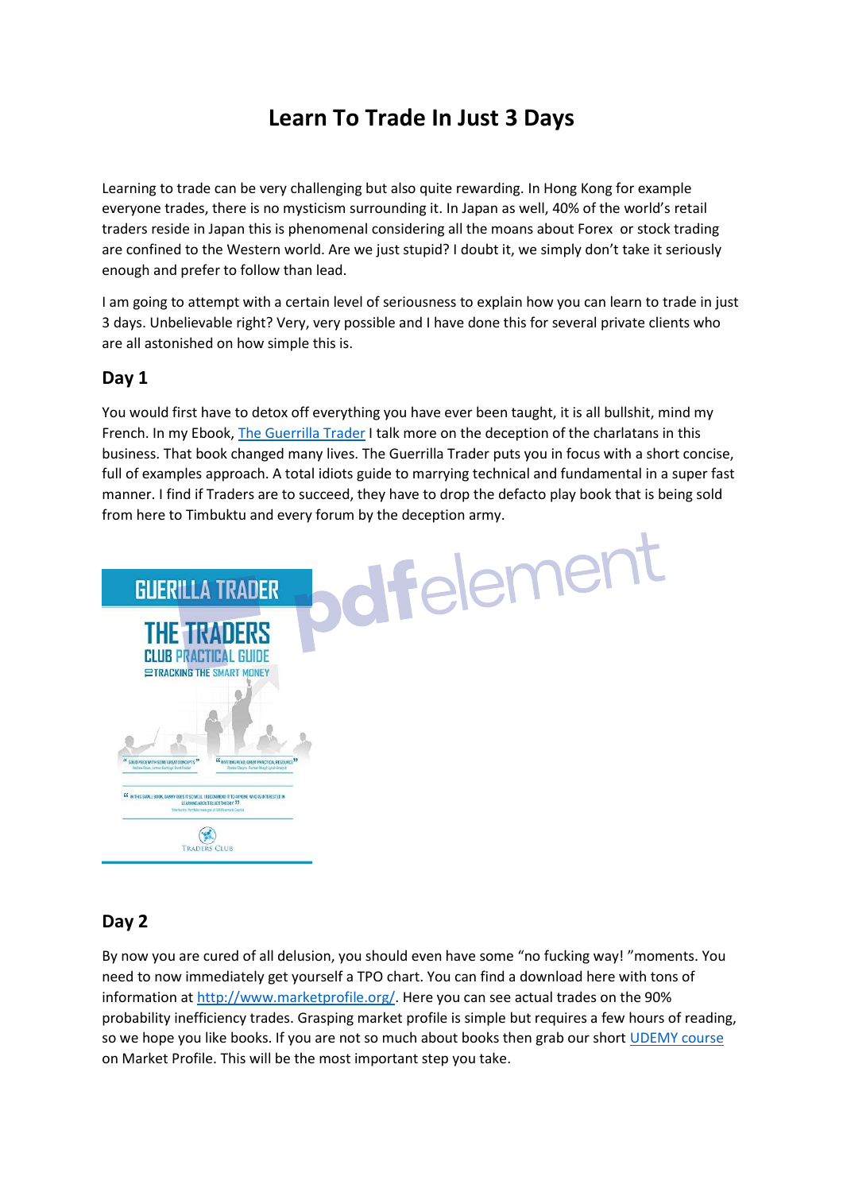# Learn To Trade In Just 3 Days

Learning to trade can be very challenging but also quite rewarding. In Hong Kong for example everyone trades, there is no mysticism surrounding it. In Japan as well, 40% of the world's retail traders reside in Japan this is phenomenal considering all the moans about Forex or stock trading are confined to the Western world. Are we just stupid? I doubt it, we simply don't take it seriously enough and prefer to follow than lead.

I am going to attempt with a certain level of seriousness to explain how you can learn to trade in just 3 days. Unbelievable right? Very, very possible and I have done this for several private clients who are all astonished on how simple this is.

## Day 1

You would first have to detox off everything you have ever been taught, it is all bullshit, mind my French. In my Ebook, [The Guerrilla Trader] I talk more on the deception of the charlatans in this business. That book changed many lives. The Guerrilla Trader puts you in focus with a short concise, full of examples approach. A total idiots guide to marrying technical and fundamental in a super fast manner. I find if Traders are to succeed, they have to drop the defacto play book that is being sold from here to Timbuktu and every forum by the deception army.

## Day 2

By now you are cured of all delusion, you should even have some "no fucking way! "moments. You need to now immediately get yourself a TPO chart. You can find a download here with tons of information at http://www.marketprofile.org/. Here you can see actual trades on the 90% probability inefficiency trades. Grasping market profile is simple but requires a few hours of reading, so we hope you like books. If you are not so much about books then grab our short [UDEMY course] on Market Profile. This will be the most important step you take.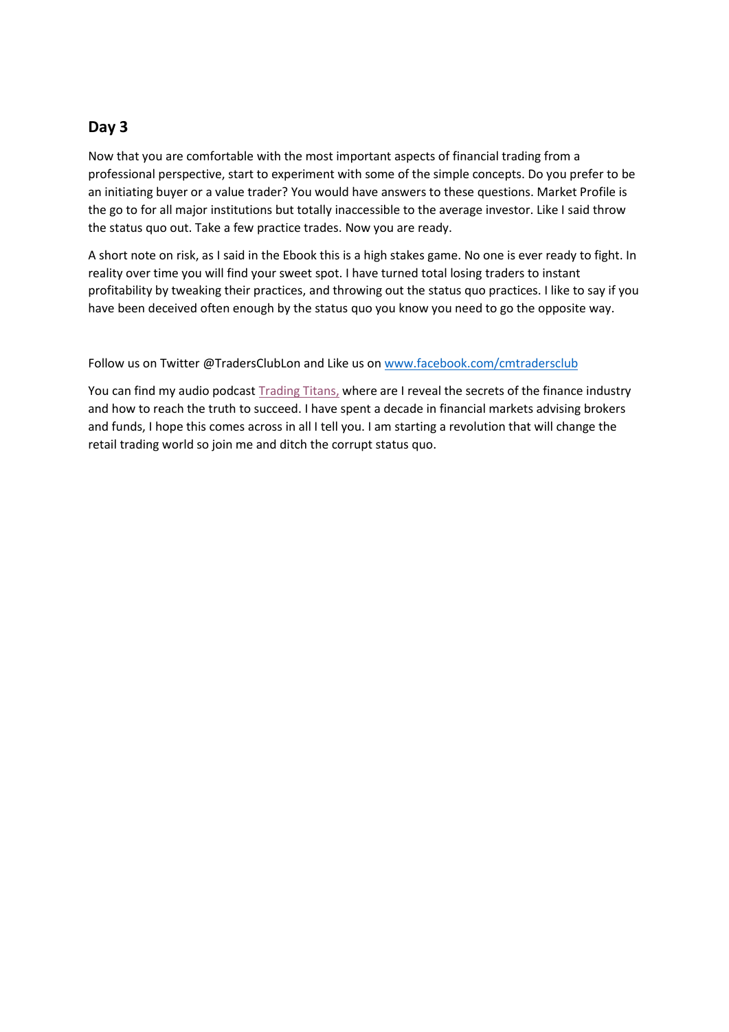## Day 3

Now that you are comfortable with the most important aspects of financial trading from a professional perspective, start to experiment with some of the simple concepts. Do you prefer to be an initiating buyer or a value trader? You would have answers to these questions. Market Profile is the go to for all major institutions but totally inaccessible to the average investor. Like I said throw the status quo out. Take a few practice trades. Now you are ready.

A short note on risk, as I said in the Ebook this is a high stakes game. No one is ever ready to fight. In reality over time you will find your sweet spot. I have turned total losing traders to instant profitability by tweaking their practices, and throwing out the status quo practices. I like to say if you have been deceived often enough by the status quo you know you need to go the opposite way.

Follow us on Twitter @TradersClubLon and Like us on www.facebook.com/cmtradersclub

You can find my audio podcast Trading Titans, where are I reveal the secrets of the finance industry and how to reach the truth to succeed. I have spent a decade in financial markets advising brokers and funds, I hope this comes across in all I tell you. I am starting a revolution that will change the retail trading world so join me and ditch the corrupt status quo.